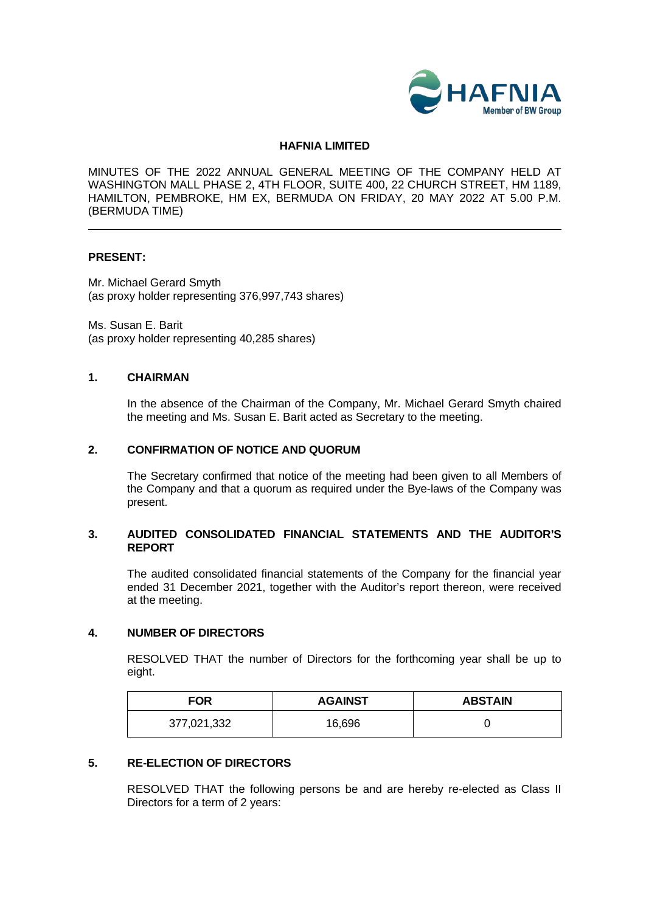**HAFNIA LIMITED**

MINUTES OF THE 2022 ANNUAL GENERAL MEETING OF THE COMPANY HELD AT WASHINGTON MALL PHASE 2, 4TH FLOOR, SUITE 400, 22 CHURCH STREET, HM 1189, HAMILTON, PEMBROKE, HM EX, BERMUDA ON FRIDAY, 20 MAY 2022 AT 5.00 P.M. (BERMUDA TIME)

---

**PRESENT:**

Mr. Michael Gerard Smyth
(as proxy holder representing 376,997,743 shares)

Ms. Susan E. Barit
(as proxy holder representing 40,285 shares)

## 1. CHAIRMAN

In the absence of the Chairman of the Company, Mr. Michael Gerard Smyth chaired the meeting and Ms. Susan E. Barit acted as Secretary to the meeting.

## 2. CONFIRMATION OF NOTICE AND QUORUM

The Secretary confirmed that notice of the meeting had been given to all Members of the Company and that a quorum as required under the Bye-laws of the Company was present.

## 3. AUDITED CONSOLIDATED FINANCIAL STATEMENTS AND THE AUDITOR'S REPORT

The audited consolidated financial statements of the Company for the financial year ended 31 December 2021, together with the Auditor's report thereon, were received at the meeting.

## 4. NUMBER OF DIRECTORS

RESOLVED THAT the number of Directors for the forthcoming year shall be up to eight.

| FOR | AGAINST | ABSTAIN |
|---|---|---|
| 377,021,332 | 16,696 | 0 |

## 5. RE-ELECTION OF DIRECTORS

RESOLVED THAT the following persons be and are hereby re-elected as Class II Directors for a term of 2 years: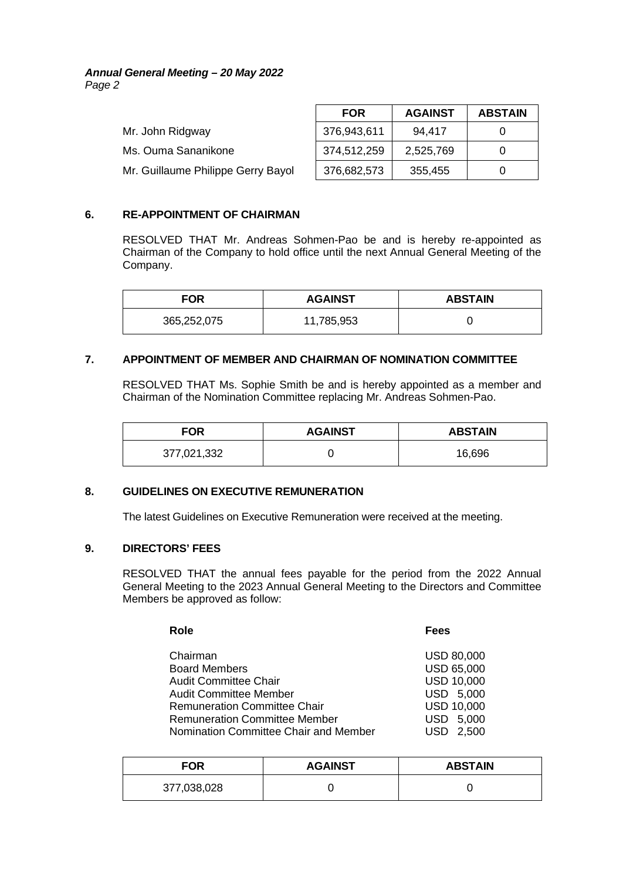| | FOR | AGAINST | ABSTAIN |
|---|---|---|---|
| Mr. John Ridgway | 376,943,611 | 94,417 | 0 |
| Ms. Ouma Sananikone | 374,512,259 | 2,525,769 | 0 |
| Mr. Guillaume Philippe Gerry Bayol | 376,682,573 | 355,455 | 0 |

## 6. RE-APPOINTMENT OF CHAIRMAN

RESOLVED THAT Mr. Andreas Sohmen-Pao be and is hereby re-appointed as Chairman of the Company to hold office until the next Annual General Meeting of the Company.

| FOR | AGAINST | ABSTAIN |
|---|---|---|
| 365,252,075 | 11,785,953 | 0 |

## 7. APPOINTMENT OF MEMBER AND CHAIRMAN OF NOMINATION COMMITTEE

RESOLVED THAT Ms. Sophie Smith be and is hereby appointed as a member and Chairman of the Nomination Committee replacing Mr. Andreas Sohmen-Pao.

| FOR | AGAINST | ABSTAIN |
|---|---|---|
| 377,021,332 | 0 | 16,696 |

## 8. GUIDELINES ON EXECUTIVE REMUNERATION

The latest Guidelines on Executive Remuneration were received at the meeting.

## 9. DIRECTORS' FEES

RESOLVED THAT the annual fees payable for the period from the 2022 Annual General Meeting to the 2023 Annual General Meeting to the Directors and Committee Members be approved as follow:

| Role | Fees |
|---|---|
| Chairman | USD 80,000 |
| Board Members | USD 65,000 |
| Audit Committee Chair | USD 10,000 |
| Audit Committee Member | USD 5,000 |
| Remuneration Committee Chair | USD 10,000 |
| Remuneration Committee Member | USD 5,000 |
| Nomination Committee Chair and Member | USD 2,500 |

| FOR | AGAINST | ABSTAIN |
|---|---|---|
| 377,038,028 | 0 | 0 |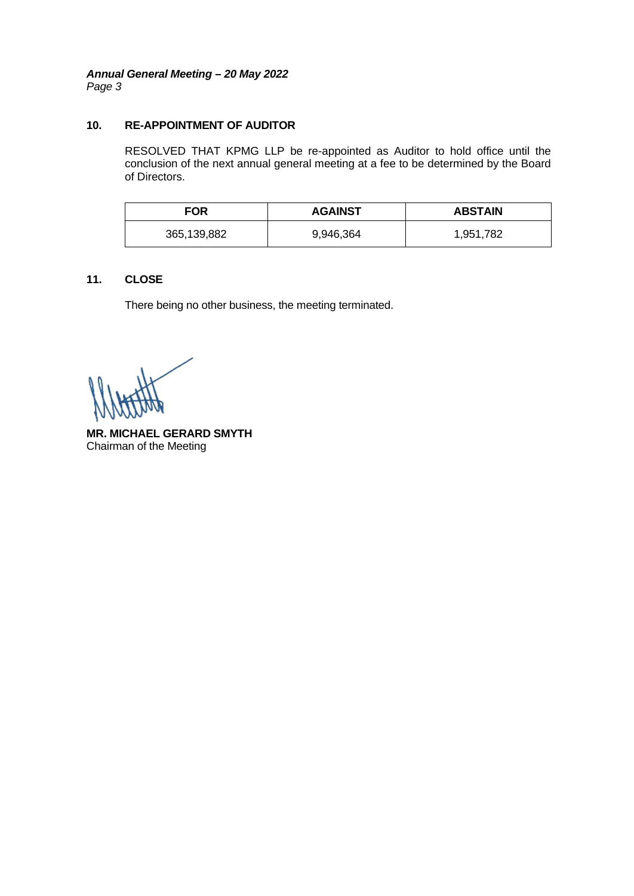*Annual General Meeting – 20 May 2022*

## 10. RE-APPOINTMENT OF AUDITOR

RESOLVED THAT KPMG LLP be re-appointed as Auditor to hold office until the conclusion of the next annual general meeting at a fee to be determined by the Board of Directors.

| FOR | AGAINST | ABSTAIN |
|---|---|---|
| 365,139,882 | 9,946,364 | 1,951,782 |

## 11. CLOSE

There being no other business, the meeting terminated.

**MR. MICHAEL GERARD SMYTH**
Chairman of the Meeting